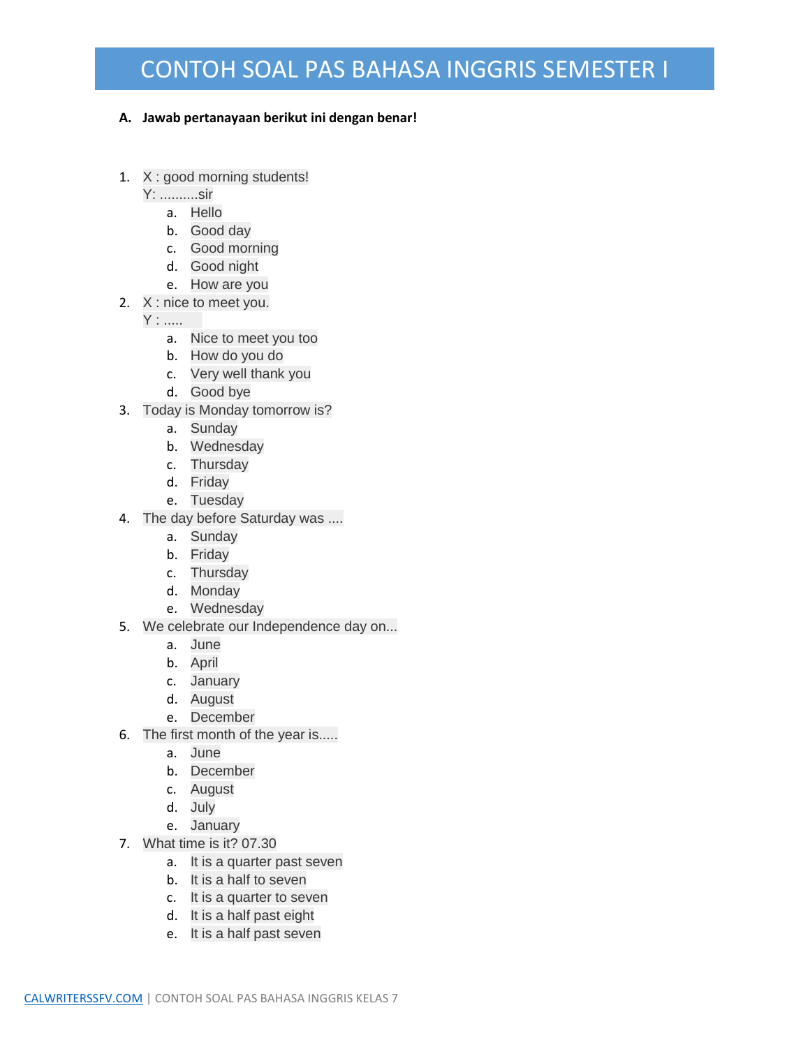# CONTOH SOAL PAS BAHASA INGGRIS SEMESTER I

**A. Jawab pertanayaan berikut ini dengan benar!**

1. X : good morning students!
   Y: ..........sir
   a. Hello
   b. Good day
   c. Good morning
   d. Good night
   e. How are you
2. X : nice to meet you.
   Y : .....
   a. Nice to meet you too
   b. How do you do
   c. Very well thank you
   d. Good bye
3. Today is Monday tomorrow is?
   a. Sunday
   b. Wednesday
   c. Thursday
   d. Friday
   e. Tuesday
4. The day before Saturday was ....
   a. Sunday
   b. Friday
   c. Thursday
   d. Monday
   e. Wednesday
5. We celebrate our Independence day on...
   a. June
   b. April
   c. January
   d. August
   e. December
6. The first month of the year is.....
   a. June
   b. December
   c. August
   d. July
   e. January
7. What time is it? 07.30
   a. It is a quarter past seven
   b. It is a half to seven
   c. It is a quarter to seven
   d. It is a half past eight
   e. It is a half past seven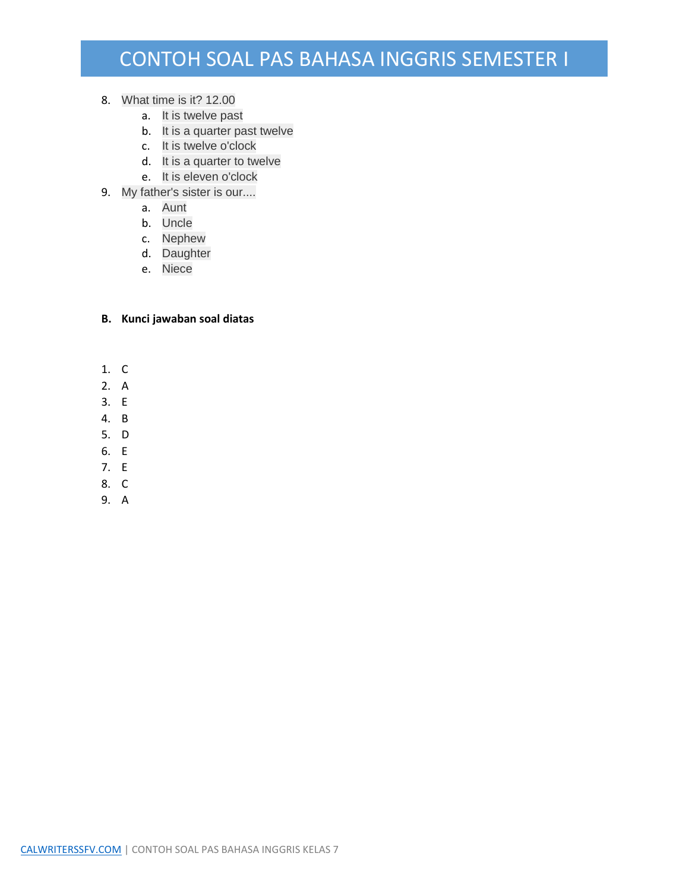# CONTOH SOAL PAS BAHASA INGGRIS SEMESTER I

8. What time is it? 12.00
   a. It is twelve past
   b. It is a quarter past twelve
   c. It is twelve o'clock
   d. It is a quarter to twelve
   e. It is eleven o'clock
9. My father's sister is our....
   a. Aunt
   b. Uncle
   c. Nephew
   d. Daughter
   e. Niece

**B. Kunci jawaban soal diatas**

1. C
2. A
3. E
4. B
5. D
6. E
7. E
8. C
9. A